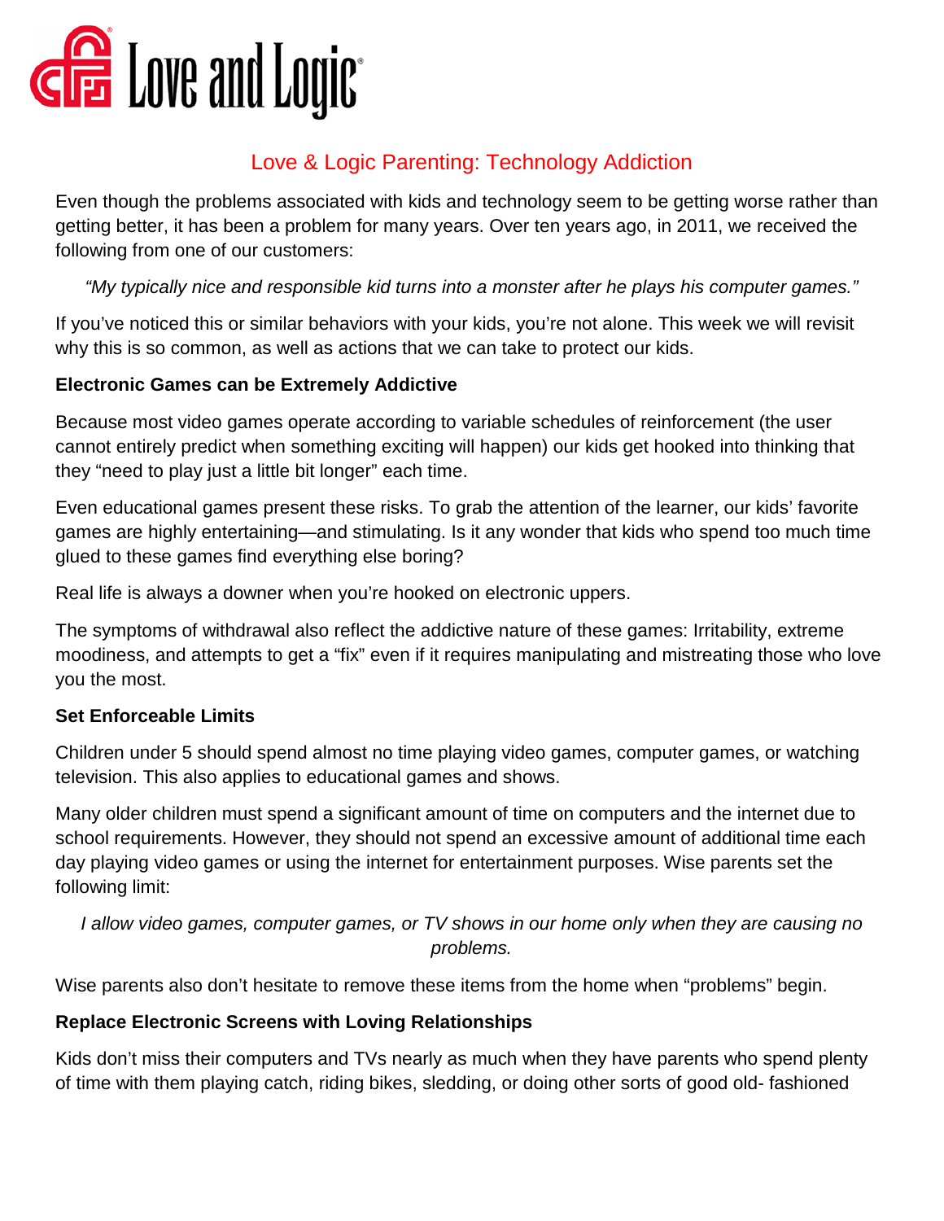Love and Logic

# Love & Logic Parenting: Technology Addiction

Even though the problems associated with kids and technology seem to be getting worse rather than getting better, it has been a problem for many years. Over ten years ago, in 2011, we received the following from one of our customers:

*"My typically nice and responsible kid turns into a monster after he plays his computer games."*

If you've noticed this or similar behaviors with your kids, you're not alone. This week we will revisit why this is so common, as well as actions that we can take to protect our kids.

**Electronic Games can be Extremely Addictive**

Because most video games operate according to variable schedules of reinforcement (the user cannot entirely predict when something exciting will happen) our kids get hooked into thinking that they "need to play just a little bit longer" each time.

Even educational games present these risks. To grab the attention of the learner, our kids' favorite games are highly entertaining—and stimulating. Is it any wonder that kids who spend too much time glued to these games find everything else boring?

Real life is always a downer when you're hooked on electronic uppers.

The symptoms of withdrawal also reflect the addictive nature of these games: Irritability, extreme moodiness, and attempts to get a "fix" even if it requires manipulating and mistreating those who love you the most.

**Set Enforceable Limits**

Children under 5 should spend almost no time playing video games, computer games, or watching television. This also applies to educational games and shows.

Many older children must spend a significant amount of time on computers and the internet due to school requirements. However, they should not spend an excessive amount of additional time each day playing video games or using the internet for entertainment purposes. Wise parents set the following limit:

*I allow video games, computer games, or TV shows in our home only when they are causing no problems.*

Wise parents also don't hesitate to remove these items from the home when "problems" begin.

**Replace Electronic Screens with Loving Relationships**

Kids don't miss their computers and TVs nearly as much when they have parents who spend plenty of time with them playing catch, riding bikes, sledding, or doing other sorts of good old- fashioned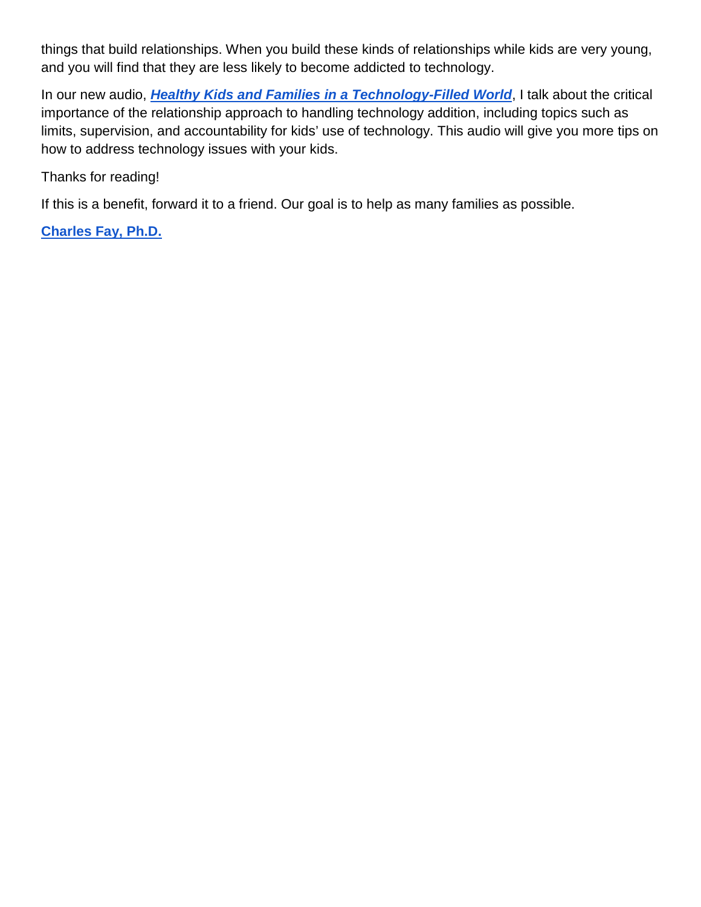things that build relationships. When you build these kinds of relationships while kids are very young, and you will find that they are less likely to become addicted to technology.

In our new audio, ***Healthy Kids and Families in a Technology-Filled World***, I talk about the critical importance of the relationship approach to handling technology addition, including topics such as limits, supervision, and accountability for kids' use of technology. This audio will give you more tips on how to address technology issues with your kids.

Thanks for reading!

If this is a benefit, forward it to a friend. Our goal is to help as many families as possible.

**Charles Fay, Ph.D.**